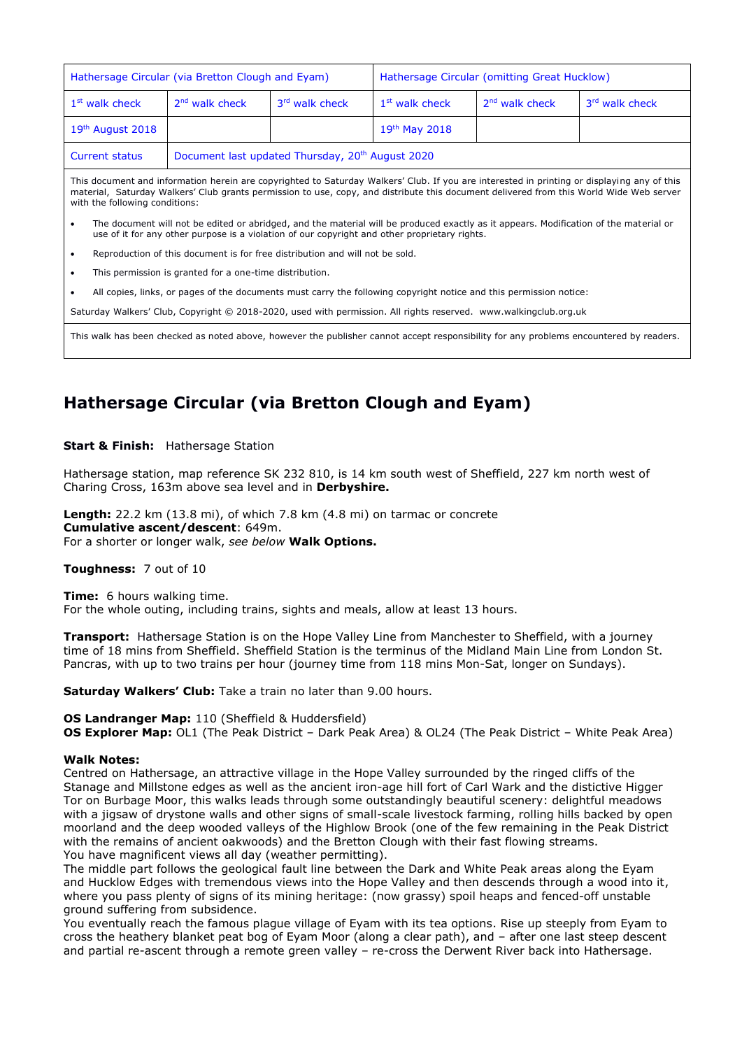| Hathersage Circular (via Bretton Clough and Eyam) | | | Hathersage Circular (omitting Great Hucklow) | | |
|---|---|---|---|---|---|
| 1st walk check | 2nd walk check | 3rd walk check | 1st walk check | 2nd walk check | 3rd walk check |
| 19th August 2018 | | | 19th May 2018 | | |
| Current status | Document last updated Thursday, 20th August 2020 | | | | |

This document and information herein are copyrighted to Saturday Walkers' Club. If you are interested in printing or displaying any of this material, Saturday Walkers' Club grants permission to use, copy, and distribute this document delivered from this World Wide Web server with the following conditions:

- The document will not be edited or abridged, and the material will be produced exactly as it appears. Modification of the material or use of it for any other purpose is a violation of our copyright and other proprietary rights.
- Reproduction of this document is for free distribution and will not be sold.
- This permission is granted for a one-time distribution.
- All copies, links, or pages of the documents must carry the following copyright notice and this permission notice:

Saturday Walkers' Club, Copyright © 2018-2020, used with permission. All rights reserved. www.walkingclub.org.uk

This walk has been checked as noted above, however the publisher cannot accept responsibility for any problems encountered by readers.

# Hathersage Circular (via Bretton Clough and Eyam)

**Start & Finish:** Hathersage Station

Hathersage station, map reference SK 232 810, is 14 km south west of Sheffield, 227 km north west of Charing Cross, 163m above sea level and in **Derbyshire.**

**Length:** 22.2 km (13.8 mi), of which 7.8 km (4.8 mi) on tarmac or concrete
**Cumulative ascent/descent**: 649m.
For a shorter or longer walk, *see below* **Walk Options.**

**Toughness:** 7 out of 10

**Time:** 6 hours walking time.
For the whole outing, including trains, sights and meals, allow at least 13 hours.

**Transport:** Hathersage Station is on the Hope Valley Line from Manchester to Sheffield, with a journey time of 18 mins from Sheffield. Sheffield Station is the terminus of the Midland Main Line from London St. Pancras, with up to two trains per hour (journey time from 118 mins Mon-Sat, longer on Sundays).

**Saturday Walkers' Club:** Take a train no later than 9.00 hours.

**OS Landranger Map:** 110 (Sheffield & Huddersfield)
**OS Explorer Map:** OL1 (The Peak District – Dark Peak Area) & OL24 (The Peak District – White Peak Area)

**Walk Notes:**
Centred on Hathersage, an attractive village in the Hope Valley surrounded by the ringed cliffs of the Stanage and Millstone edges as well as the ancient iron-age hill fort of Carl Wark and the distictive Higger Tor on Burbage Moor, this walks leads through some outstandingly beautiful scenery: delightful meadows with a jigsaw of drystone walls and other signs of small-scale livestock farming, rolling hills backed by open moorland and the deep wooded valleys of the Highlow Brook (one of the few remaining in the Peak District with the remains of ancient oakwoods) and the Bretton Clough with their fast flowing streams.
You have magnificent views all day (weather permitting).
The middle part follows the geological fault line between the Dark and White Peak areas along the Eyam and Hucklow Edges with tremendous views into the Hope Valley and then descends through a wood into it, where you pass plenty of signs of its mining heritage: (now grassy) spoil heaps and fenced-off unstable ground suffering from subsidence.
You eventually reach the famous plague village of Eyam with its tea options. Rise up steeply from Eyam to cross the heathery blanket peat bog of Eyam Moor (along a clear path), and – after one last steep descent and partial re-ascent through a remote green valley – re-cross the Derwent River back into Hathersage.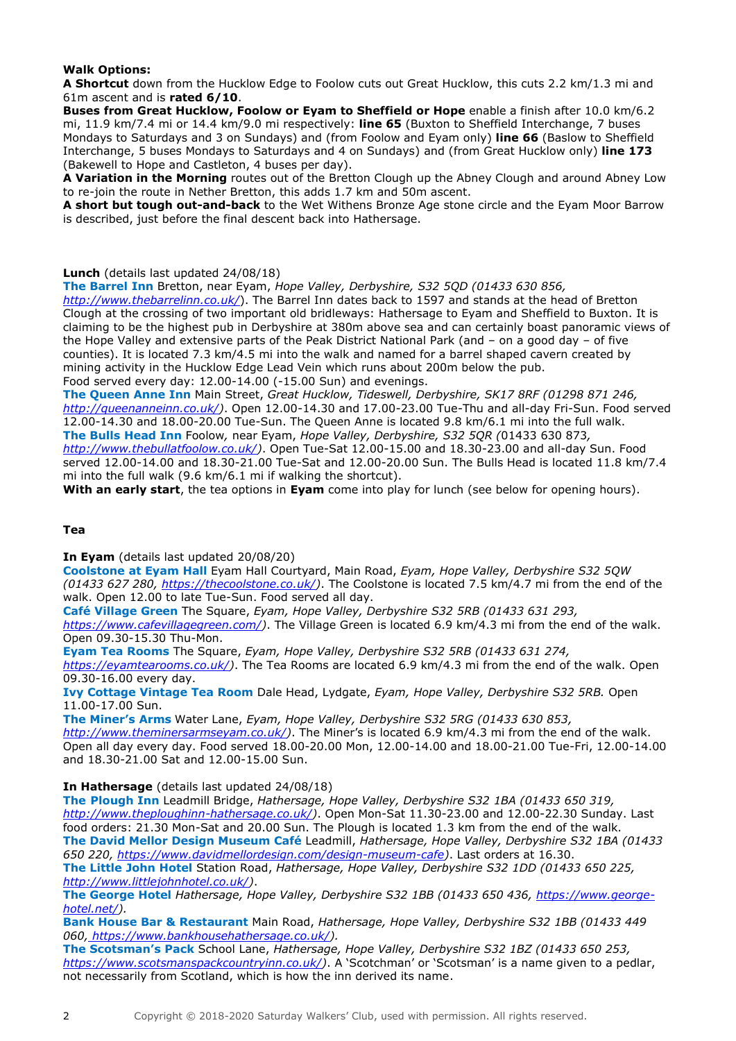**Walk Options:**

**A Shortcut** down from the Hucklow Edge to Foolow cuts out Great Hucklow, this cuts 2.2 km/1.3 mi and 61m ascent and is **rated 6/10**.

**Buses from Great Hucklow, Foolow or Eyam to Sheffield or Hope** enable a finish after 10.0 km/6.2 mi, 11.9 km/7.4 mi or 14.4 km/9.0 mi respectively: **line 65** (Buxton to Sheffield Interchange, 7 buses Mondays to Saturdays and 3 on Sundays) and (from Foolow and Eyam only) **line 66** (Baslow to Sheffield Interchange, 5 buses Mondays to Saturdays and 4 on Sundays) and (from Great Hucklow only) **line 173** (Bakewell to Hope and Castleton, 4 buses per day).

**A Variation in the Morning** routes out of the Bretton Clough up the Abney Clough and around Abney Low to re-join the route in Nether Bretton, this adds 1.7 km and 50m ascent.

**A short but tough out-and-back** to the Wet Withens Bronze Age stone circle and the Eyam Moor Barrow is described, just before the final descent back into Hathersage.

**Lunch** (details last updated 24/08/18)

**The Barrel Inn** Bretton, near Eyam, *Hope Valley, Derbyshire, S32 5QD (01433 630 856, http://www.thebarrelinn.co.uk/)*. The Barrel Inn dates back to 1597 and stands at the head of Bretton Clough at the crossing of two important old bridleways: Hathersage to Eyam and Sheffield to Buxton. It is claiming to be the highest pub in Derbyshire at 380m above sea and can certainly boast panoramic views of the Hope Valley and extensive parts of the Peak District National Park (and – on a good day – of five counties). It is located 7.3 km/4.5 mi into the walk and named for a barrel shaped cavern created by mining activity in the Hucklow Edge Lead Vein which runs about 200m below the pub.
Food served every day: 12.00-14.00 (-15.00 Sun) and evenings.

**The Queen Anne Inn** Main Street, *Great Hucklow, Tideswell, Derbyshire, SK17 8RF (01298 871 246, http://queenanneinn.co.uk/)*. Open 12.00-14.30 and 17.00-23.00 Tue-Thu and all-day Fri-Sun. Food served 12.00-14.30 and 18.00-20.00 Tue-Sun. The Queen Anne is located 9.8 km/6.1 mi into the full walk.

**The Bulls Head Inn** Foolow, near Eyam, *Hope Valley, Derbyshire, S32 5QR (*01433 630 873*, http://www.thebullatfoolow.co.uk/)*. Open Tue-Sat 12.00-15.00 and 18.30-23.00 and all-day Sun. Food served 12.00-14.00 and 18.30-21.00 Tue-Sat and 12.00-20.00 Sun. The Bulls Head is located 11.8 km/7.4 mi into the full walk (9.6 km/6.1 mi if walking the shortcut).

**With an early start**, the tea options in **Eyam** come into play for lunch (see below for opening hours).

**Tea**

**In Eyam** (details last updated 20/08/20)

**Coolstone at Eyam Hall** Eyam Hall Courtyard, Main Road, *Eyam, Hope Valley, Derbyshire S32 5QW (01433 627 280, https://thecoolstone.co.uk/)*. The Coolstone is located 7.5 km/4.7 mi from the end of the walk. Open 12.00 to late Tue-Sun. Food served all day.

**Café Village Green** The Square, *Eyam, Hope Valley, Derbyshire S32 5RB (01433 631 293, https://www.cafevillagegreen.com/)*. The Village Green is located 6.9 km/4.3 mi from the end of the walk. Open 09.30-15.30 Thu-Mon.

**Eyam Tea Rooms** The Square, *Eyam, Hope Valley, Derbyshire S32 5RB (01433 631 274, https://eyamtearooms.co.uk/)*. The Tea Rooms are located 6.9 km/4.3 mi from the end of the walk. Open 09.30-16.00 every day.

**Ivy Cottage Vintage Tea Room** Dale Head, Lydgate, *Eyam, Hope Valley, Derbyshire S32 5RB.* Open 11.00-17.00 Sun.

**The Miner's Arms** Water Lane, *Eyam, Hope Valley, Derbyshire S32 5RG (01433 630 853, http://www.theminersarmseyam.co.uk/)*. The Miner's is located 6.9 km/4.3 mi from the end of the walk. Open all day every day. Food served 18.00-20.00 Mon, 12.00-14.00 and 18.00-21.00 Tue-Fri, 12.00-14.00 and 18.30-21.00 Sat and 12.00-15.00 Sun.

**In Hathersage** (details last updated 24/08/18)

**The Plough Inn** Leadmill Bridge, *Hathersage, Hope Valley, Derbyshire S32 1BA (01433 650 319, http://www.theploughinn-hathersage.co.uk/)*. Open Mon-Sat 11.30-23.00 and 12.00-22.30 Sunday. Last food orders: 21.30 Mon-Sat and 20.00 Sun. The Plough is located 1.3 km from the end of the walk.

**The David Mellor Design Museum Café** Leadmill, *Hathersage, Hope Valley, Derbyshire S32 1BA (01433 650 220, https://www.davidmellordesign.com/design-museum-cafe)*. Last orders at 16.30.

**The Little John Hotel** Station Road, *Hathersage, Hope Valley, Derbyshire S32 1DD (01433 650 225, http://www.littlejohnhotel.co.uk/)*.

**The George Hotel** *Hathersage, Hope Valley, Derbyshire S32 1BB (01433 650 436, https://www.george-hotel.net/)*.

**Bank House Bar & Restaurant** Main Road, *Hathersage, Hope Valley, Derbyshire S32 1BB (01433 449 060, https://www.bankhousehathersage.co.uk/)*.

**The Scotsman's Pack** School Lane, *Hathersage, Hope Valley, Derbyshire S32 1BZ (01433 650 253, https://www.scotsmanspackcountryinn.co.uk/)*. A 'Scotchman' or 'Scotsman' is a name given to a pedlar, not necessarily from Scotland, which is how the inn derived its name.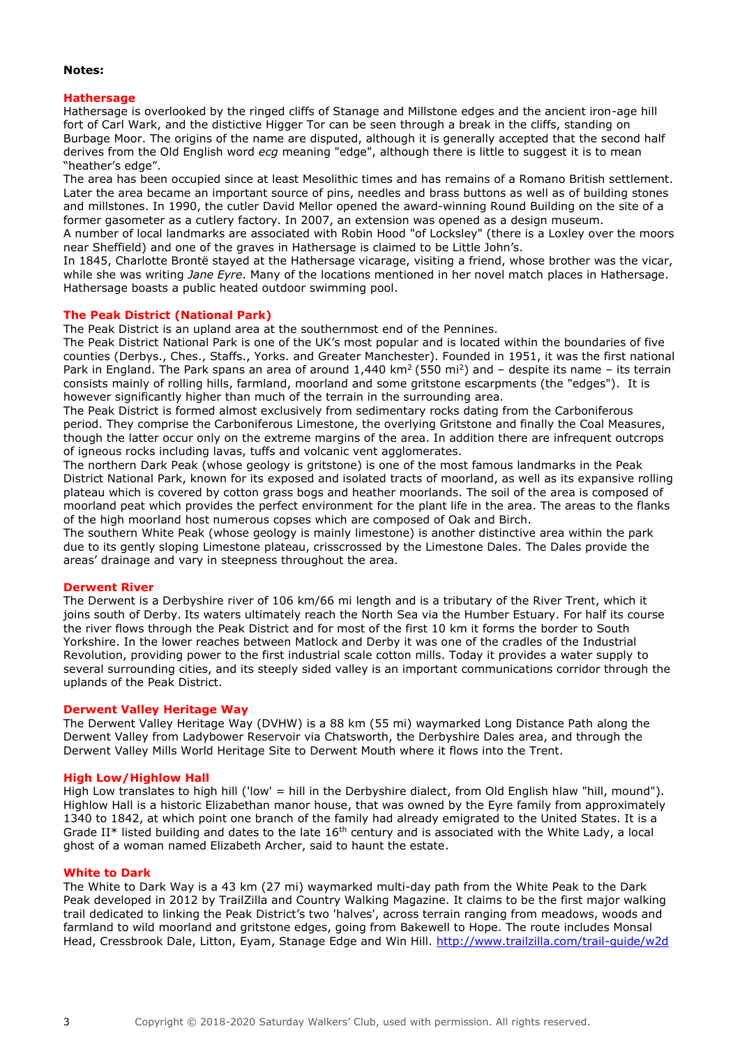**Notes:**

## Hathersage

Hathersage is overlooked by the ringed cliffs of Stanage and Millstone edges and the ancient iron-age hill fort of Carl Wark, and the distictive Higger Tor can be seen through a break in the cliffs, standing on Burbage Moor. The origins of the name are disputed, although it is generally accepted that the second half derives from the Old English word *ecg* meaning "edge", although there is little to suggest it is to mean "heather's edge".

The area has been occupied since at least Mesolithic times and has remains of a Romano British settlement. Later the area became an important source of pins, needles and brass buttons as well as of building stones and millstones. In 1990, the cutler David Mellor opened the award-winning Round Building on the site of a former gasometer as a cutlery factory. In 2007, an extension was opened as a design museum.

A number of local landmarks are associated with Robin Hood "of Locksley" (there is a Loxley over the moors near Sheffield) and one of the graves in Hathersage is claimed to be Little John's.

In 1845, Charlotte Brontë stayed at the Hathersage vicarage, visiting a friend, whose brother was the vicar, while she was writing *Jane Eyre*. Many of the locations mentioned in her novel match places in Hathersage. Hathersage boasts a public heated outdoor swimming pool.

## The Peak District (National Park)

The Peak District is an upland area at the southernmost end of the Pennines.

The Peak District National Park is one of the UK's most popular and is located within the boundaries of five counties (Derbys., Ches., Staffs., Yorks. and Greater Manchester). Founded in 1951, it was the first national Park in England. The Park spans an area of around 1,440 km$^2$ (550 mi$^2$) and – despite its name – its terrain consists mainly of rolling hills, farmland, moorland and some gritstone escarpments (the "edges"). It is however significantly higher than much of the terrain in the surrounding area.

The Peak District is formed almost exclusively from sedimentary rocks dating from the Carboniferous period. They comprise the Carboniferous Limestone, the overlying Gritstone and finally the Coal Measures, though the latter occur only on the extreme margins of the area. In addition there are infrequent outcrops of igneous rocks including lavas, tuffs and volcanic vent agglomerates.

The northern Dark Peak (whose geology is gritstone) is one of the most famous landmarks in the Peak District National Park, known for its exposed and isolated tracts of moorland, as well as its expansive rolling plateau which is covered by cotton grass bogs and heather moorlands. The soil of the area is composed of moorland peat which provides the perfect environment for the plant life in the area. The areas to the flanks of the high moorland host numerous copses which are composed of Oak and Birch.

The southern White Peak (whose geology is mainly limestone) is another distinctive area within the park due to its gently sloping Limestone plateau, crisscrossed by the Limestone Dales. The Dales provide the areas' drainage and vary in steepness throughout the area.

## Derwent River

The Derwent is a Derbyshire river of 106 km/66 mi length and is a tributary of the River Trent, which it joins south of Derby. Its waters ultimately reach the North Sea via the Humber Estuary. For half its course the river flows through the Peak District and for most of the first 10 km it forms the border to South Yorkshire. In the lower reaches between Matlock and Derby it was one of the cradles of the Industrial Revolution, providing power to the first industrial scale cotton mills. Today it provides a water supply to several surrounding cities, and its steeply sided valley is an important communications corridor through the uplands of the Peak District.

## Derwent Valley Heritage Way

The Derwent Valley Heritage Way (DVHW) is a 88 km (55 mi) waymarked Long Distance Path along the Derwent Valley from Ladybower Reservoir via Chatsworth, the Derbyshire Dales area, and through the Derwent Valley Mills World Heritage Site to Derwent Mouth where it flows into the Trent.

## High Low/Highlow Hall

High Low translates to high hill ('low' = hill in the Derbyshire dialect, from Old English hlaw "hill, mound"). Highlow Hall is a historic Elizabethan manor house, that was owned by the Eyre family from approximately 1340 to 1842, at which point one branch of the family had already emigrated to the United States. It is a Grade II* listed building and dates to the late 16th century and is associated with the White Lady, a local ghost of a woman named Elizabeth Archer, said to haunt the estate.

## White to Dark

The White to Dark Way is a 43 km (27 mi) waymarked multi-day path from the White Peak to the Dark Peak developed in 2012 by TrailZilla and Country Walking Magazine. It claims to be the first major walking trail dedicated to linking the Peak District's two 'halves', across terrain ranging from meadows, woods and farmland to wild moorland and gritstone edges, going from Bakewell to Hope. The route includes Monsal Head, Cressbrook Dale, Litton, Eyam, Stanage Edge and Win Hill. http://www.trailzilla.com/trail-guide/w2d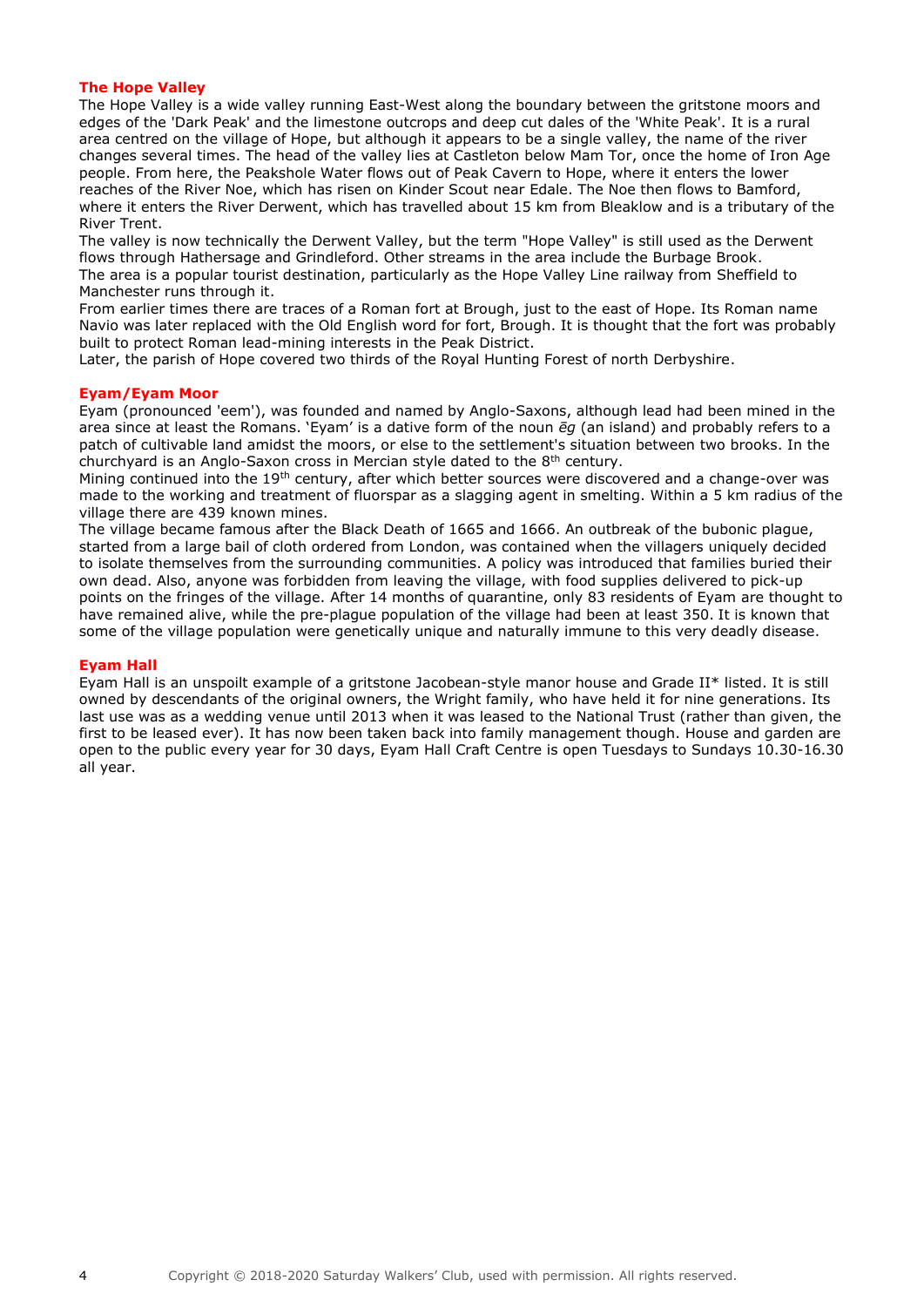## The Hope Valley

The Hope Valley is a wide valley running East-West along the boundary between the gritstone moors and edges of the 'Dark Peak' and the limestone outcrops and deep cut dales of the 'White Peak'. It is a rural area centred on the village of Hope, but although it appears to be a single valley, the name of the river changes several times. The head of the valley lies at Castleton below Mam Tor, once the home of Iron Age people. From here, the Peakshole Water flows out of Peak Cavern to Hope, where it enters the lower reaches of the River Noe, which has risen on Kinder Scout near Edale. The Noe then flows to Bamford, where it enters the River Derwent, which has travelled about 15 km from Bleaklow and is a tributary of the River Trent.

The valley is now technically the Derwent Valley, but the term "Hope Valley" is still used as the Derwent flows through Hathersage and Grindleford. Other streams in the area include the Burbage Brook.

The area is a popular tourist destination, particularly as the Hope Valley Line railway from Sheffield to Manchester runs through it.

From earlier times there are traces of a Roman fort at Brough, just to the east of Hope. Its Roman name Navio was later replaced with the Old English word for fort, Brough. It is thought that the fort was probably built to protect Roman lead-mining interests in the Peak District.

Later, the parish of Hope covered two thirds of the Royal Hunting Forest of north Derbyshire.

## Eyam/Eyam Moor

Eyam (pronounced 'eem'), was founded and named by Anglo-Saxons, although lead had been mined in the area since at least the Romans. 'Eyam' is a dative form of the noun *ēg* (an island) and probably refers to a patch of cultivable land amidst the moors, or else to the settlement's situation between two brooks. In the churchyard is an Anglo-Saxon cross in Mercian style dated to the 8th century.

Mining continued into the 19th century, after which better sources were discovered and a change-over was made to the working and treatment of fluorspar as a slagging agent in smelting. Within a 5 km radius of the village there are 439 known mines.

The village became famous after the Black Death of 1665 and 1666. An outbreak of the bubonic plague, started from a large bail of cloth ordered from London, was contained when the villagers uniquely decided to isolate themselves from the surrounding communities. A policy was introduced that families buried their own dead. Also, anyone was forbidden from leaving the village, with food supplies delivered to pick-up points on the fringes of the village. After 14 months of quarantine, only 83 residents of Eyam are thought to have remained alive, while the pre-plague population of the village had been at least 350. It is known that some of the village population were genetically unique and naturally immune to this very deadly disease.

## Eyam Hall

Eyam Hall is an unspoilt example of a gritstone Jacobean-style manor house and Grade II* listed. It is still owned by descendants of the original owners, the Wright family, who have held it for nine generations. Its last use was as a wedding venue until 2013 when it was leased to the National Trust (rather than given, the first to be leased ever). It has now been taken back into family management though. House and garden are open to the public every year for 30 days, Eyam Hall Craft Centre is open Tuesdays to Sundays 10.30-16.30 all year.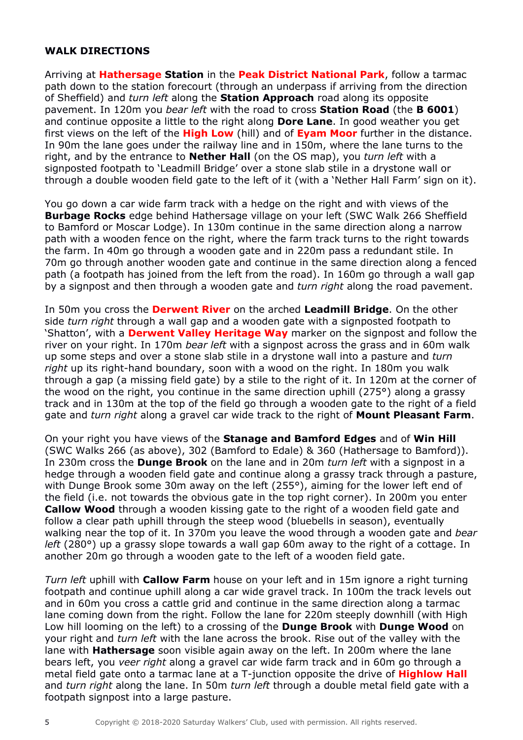**WALK DIRECTIONS**

Arriving at **Hathersage Station** in the **Peak District National Park**, follow a tarmac path down to the station forecourt (through an underpass if arriving from the direction of Sheffield) and *turn left* along the **Station Approach** road along its opposite pavement. In 120m you *bear left* with the road to cross **Station Road** (the **B 6001**) and continue opposite a little to the right along **Dore Lane**. In good weather you get first views on the left of the **High Low** (hill) and of **Eyam Moor** further in the distance. In 90m the lane goes under the railway line and in 150m, where the lane turns to the right, and by the entrance to **Nether Hall** (on the OS map), you *turn left* with a signposted footpath to 'Leadmill Bridge' over a stone slab stile in a drystone wall or through a double wooden field gate to the left of it (with a 'Nether Hall Farm' sign on it).

You go down a car wide farm track with a hedge on the right and with views of the **Burbage Rocks** edge behind Hathersage village on your left (SWC Walk 266 Sheffield to Bamford or Moscar Lodge). In 130m continue in the same direction along a narrow path with a wooden fence on the right, where the farm track turns to the right towards the farm. In 40m go through a wooden gate and in 220m pass a redundant stile. In 70m go through another wooden gate and continue in the same direction along a fenced path (a footpath has joined from the left from the road). In 160m go through a wall gap by a signpost and then through a wooden gate and *turn right* along the road pavement.

In 50m you cross the **Derwent River** on the arched **Leadmill Bridge**. On the other side *turn right* through a wall gap and a wooden gate with a signposted footpath to 'Shatton', with a **Derwent Valley Heritage Way** marker on the signpost and follow the river on your right. In 170m *bear left* with a signpost across the grass and in 60m walk up some steps and over a stone slab stile in a drystone wall into a pasture and *turn right* up its right-hand boundary, soon with a wood on the right. In 180m you walk through a gap (a missing field gate) by a stile to the right of it. In 120m at the corner of the wood on the right, you continue in the same direction uphill (275°) along a grassy track and in 130m at the top of the field go through a wooden gate to the right of a field gate and *turn right* along a gravel car wide track to the right of **Mount Pleasant Farm**.

On your right you have views of the **Stanage and Bamford Edges** and of **Win Hill** (SWC Walks 266 (as above), 302 (Bamford to Edale) & 360 (Hathersage to Bamford)). In 230m cross the **Dunge Brook** on the lane and in 20m *turn left* with a signpost in a hedge through a wooden field gate and continue along a grassy track through a pasture, with Dunge Brook some 30m away on the left (255°), aiming for the lower left end of the field (i.e. not towards the obvious gate in the top right corner). In 200m you enter **Callow Wood** through a wooden kissing gate to the right of a wooden field gate and follow a clear path uphill through the steep wood (bluebells in season), eventually walking near the top of it. In 370m you leave the wood through a wooden gate and *bear left* (280°) up a grassy slope towards a wall gap 60m away to the right of a cottage. In another 20m go through a wooden gate to the left of a wooden field gate.

*Turn left* uphill with **Callow Farm** house on your left and in 15m ignore a right turning footpath and continue uphill along a car wide gravel track. In 100m the track levels out and in 60m you cross a cattle grid and continue in the same direction along a tarmac lane coming down from the right. Follow the lane for 220m steeply downhill (with High Low hill looming on the left) to a crossing of the **Dunge Brook** with **Dunge Wood** on your right and *turn left* with the lane across the brook. Rise out of the valley with the lane with **Hathersage** soon visible again away on the left. In 200m where the lane bears left, you *veer right* along a gravel car wide farm track and in 60m go through a metal field gate onto a tarmac lane at a T-junction opposite the drive of **Highlow Hall** and *turn right* along the lane. In 50m *turn left* through a double metal field gate with a footpath signpost into a large pasture.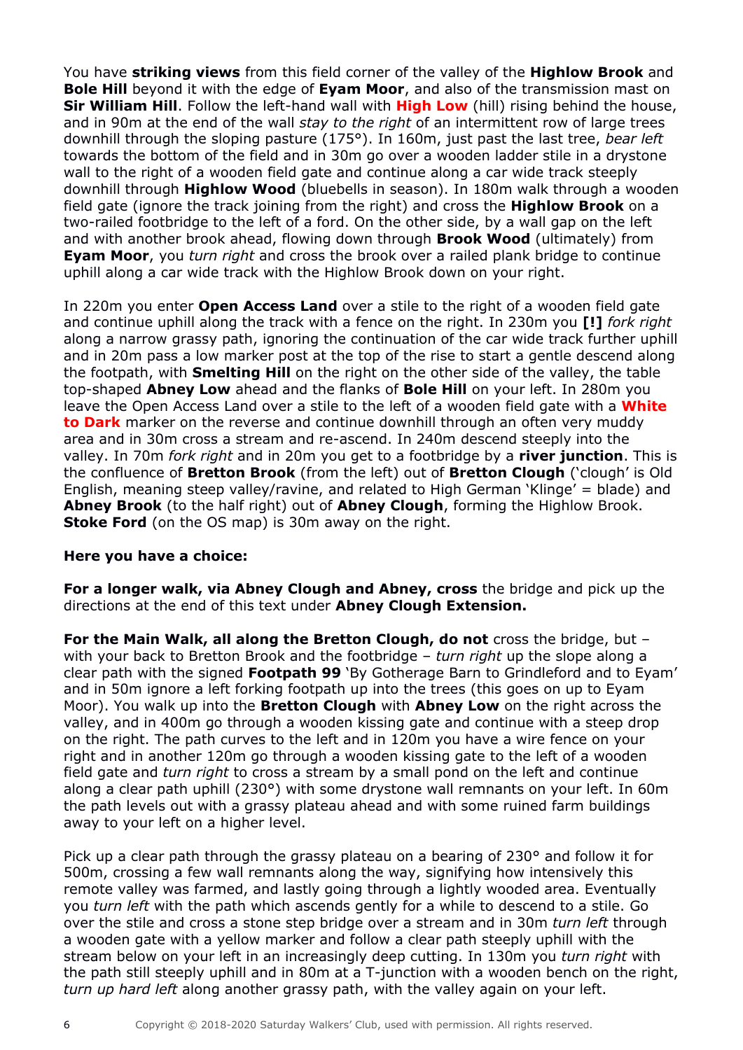You have **striking views** from this field corner of the valley of the **Highlow Brook** and **Bole Hill** beyond it with the edge of **Eyam Moor**, and also of the transmission mast on **Sir William Hill**. Follow the left-hand wall with **High Low** (hill) rising behind the house, and in 90m at the end of the wall *stay to the right* of an intermittent row of large trees downhill through the sloping pasture (175°). In 160m, just past the last tree, *bear left* towards the bottom of the field and in 30m go over a wooden ladder stile in a drystone wall to the right of a wooden field gate and continue along a car wide track steeply downhill through **Highlow Wood** (bluebells in season). In 180m walk through a wooden field gate (ignore the track joining from the right) and cross the **Highlow Brook** on a two-railed footbridge to the left of a ford. On the other side, by a wall gap on the left and with another brook ahead, flowing down through **Brook Wood** (ultimately) from **Eyam Moor**, you *turn right* and cross the brook over a railed plank bridge to continue uphill along a car wide track with the Highlow Brook down on your right.

In 220m you enter **Open Access Land** over a stile to the right of a wooden field gate and continue uphill along the track with a fence on the right. In 230m you **[!]** *fork right* along a narrow grassy path, ignoring the continuation of the car wide track further uphill and in 20m pass a low marker post at the top of the rise to start a gentle descend along the footpath, with **Smelting Hill** on the right on the other side of the valley, the table top-shaped **Abney Low** ahead and the flanks of **Bole Hill** on your left. In 280m you leave the Open Access Land over a stile to the left of a wooden field gate with a **White to Dark** marker on the reverse and continue downhill through an often very muddy area and in 30m cross a stream and re-ascend. In 240m descend steeply into the valley. In 70m *fork right* and in 20m you get to a footbridge by a **river junction**. This is the confluence of **Bretton Brook** (from the left) out of **Bretton Clough** ('clough' is Old English, meaning steep valley/ravine, and related to High German 'Klinge' = blade) and **Abney Brook** (to the half right) out of **Abney Clough**, forming the Highlow Brook. **Stoke Ford** (on the OS map) is 30m away on the right.

**Here you have a choice:**

**For a longer walk, via Abney Clough and Abney, cross** the bridge and pick up the directions at the end of this text under **Abney Clough Extension.**

**For the Main Walk, all along the Bretton Clough, do not** cross the bridge, but – with your back to Bretton Brook and the footbridge – *turn right* up the slope along a clear path with the signed **Footpath 99** 'By Gotherage Barn to Grindleford and to Eyam' and in 50m ignore a left forking footpath up into the trees (this goes on up to Eyam Moor). You walk up into the **Bretton Clough** with **Abney Low** on the right across the valley, and in 400m go through a wooden kissing gate and continue with a steep drop on the right. The path curves to the left and in 120m you have a wire fence on your right and in another 120m go through a wooden kissing gate to the left of a wooden field gate and *turn right* to cross a stream by a small pond on the left and continue along a clear path uphill (230°) with some drystone wall remnants on your left. In 60m the path levels out with a grassy plateau ahead and with some ruined farm buildings away to your left on a higher level.

Pick up a clear path through the grassy plateau on a bearing of 230° and follow it for 500m, crossing a few wall remnants along the way, signifying how intensively this remote valley was farmed, and lastly going through a lightly wooded area. Eventually you *turn left* with the path which ascends gently for a while to descend to a stile. Go over the stile and cross a stone step bridge over a stream and in 30m *turn left* through a wooden gate with a yellow marker and follow a clear path steeply uphill with the stream below on your left in an increasingly deep cutting. In 130m you *turn right* with the path still steeply uphill and in 80m at a T-junction with a wooden bench on the right, *turn up hard left* along another grassy path, with the valley again on your left.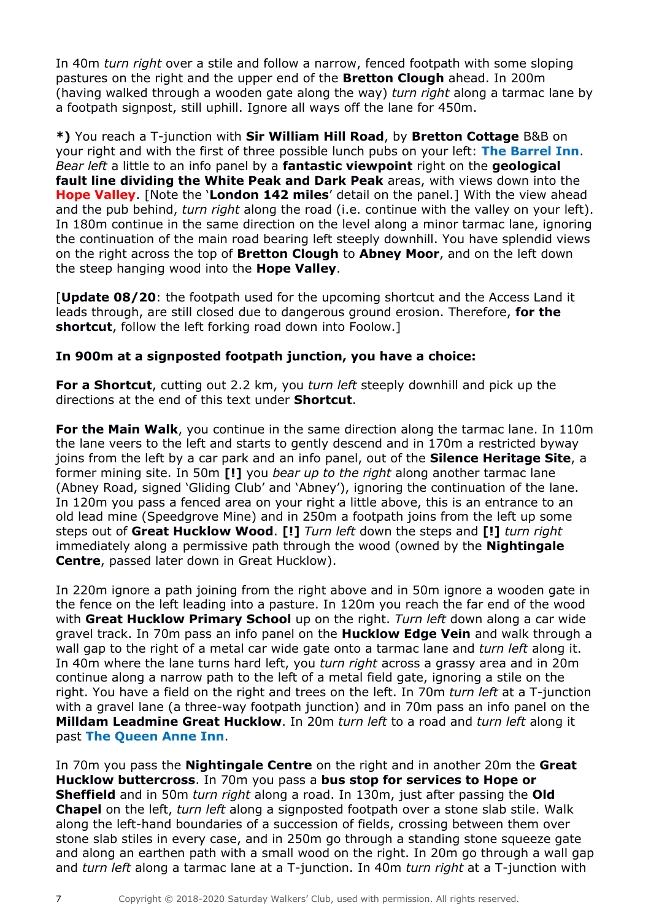In 40m *turn right* over a stile and follow a narrow, fenced footpath with some sloping pastures on the right and the upper end of the **Bretton Clough** ahead. In 200m (having walked through a wooden gate along the way) *turn right* along a tarmac lane by a footpath signpost, still uphill. Ignore all ways off the lane for 450m.

**\*)** You reach a T-junction with **Sir William Hill Road**, by **Bretton Cottage** B&B on your right and with the first of three possible lunch pubs on your left: **The Barrel Inn**. *Bear left* a little to an info panel by a **fantastic viewpoint** right on the **geological fault line dividing the White Peak and Dark Peak** areas, with views down into the **Hope Valley**. [Note the '**London 142 miles**' detail on the panel.] With the view ahead and the pub behind, *turn right* along the road (i.e. continue with the valley on your left). In 180m continue in the same direction on the level along a minor tarmac lane, ignoring the continuation of the main road bearing left steeply downhill. You have splendid views on the right across the top of **Bretton Clough** to **Abney Moor**, and on the left down the steep hanging wood into the **Hope Valley**.

[**Update 08/20**: the footpath used for the upcoming shortcut and the Access Land it leads through, are still closed due to dangerous ground erosion. Therefore, **for the shortcut**, follow the left forking road down into Foolow.]

**In 900m at a signposted footpath junction, you have a choice:**

**For a Shortcut**, cutting out 2.2 km, you *turn left* steeply downhill and pick up the directions at the end of this text under **Shortcut**.

**For the Main Walk**, you continue in the same direction along the tarmac lane. In 110m the lane veers to the left and starts to gently descend and in 170m a restricted byway joins from the left by a car park and an info panel, out of the **Silence Heritage Site**, a former mining site. In 50m **[!]** you *bear up to the right* along another tarmac lane (Abney Road, signed 'Gliding Club' and 'Abney'), ignoring the continuation of the lane. In 120m you pass a fenced area on your right a little above, this is an entrance to an old lead mine (Speedgrove Mine) and in 250m a footpath joins from the left up some steps out of **Great Hucklow Wood**. **[!]** *Turn left* down the steps and **[!]** *turn right* immediately along a permissive path through the wood (owned by the **Nightingale Centre**, passed later down in Great Hucklow).

In 220m ignore a path joining from the right above and in 50m ignore a wooden gate in the fence on the left leading into a pasture. In 120m you reach the far end of the wood with **Great Hucklow Primary School** up on the right. *Turn left* down along a car wide gravel track. In 70m pass an info panel on the **Hucklow Edge Vein** and walk through a wall gap to the right of a metal car wide gate onto a tarmac lane and *turn left* along it. In 40m where the lane turns hard left, you *turn right* across a grassy area and in 20m continue along a narrow path to the left of a metal field gate, ignoring a stile on the right. You have a field on the right and trees on the left. In 70m *turn left* at a T-junction with a gravel lane (a three-way footpath junction) and in 70m pass an info panel on the **Milldam Leadmine Great Hucklow**. In 20m *turn left* to a road and *turn left* along it past **The Queen Anne Inn**.

In 70m you pass the **Nightingale Centre** on the right and in another 20m the **Great Hucklow buttercross**. In 70m you pass a **bus stop for services to Hope or Sheffield** and in 50m *turn right* along a road. In 130m, just after passing the **Old Chapel** on the left, *turn left* along a signposted footpath over a stone slab stile. Walk along the left-hand boundaries of a succession of fields, crossing between them over stone slab stiles in every case, and in 250m go through a standing stone squeeze gate and along an earthen path with a small wood on the right. In 20m go through a wall gap and *turn left* along a tarmac lane at a T-junction. In 40m *turn right* at a T-junction with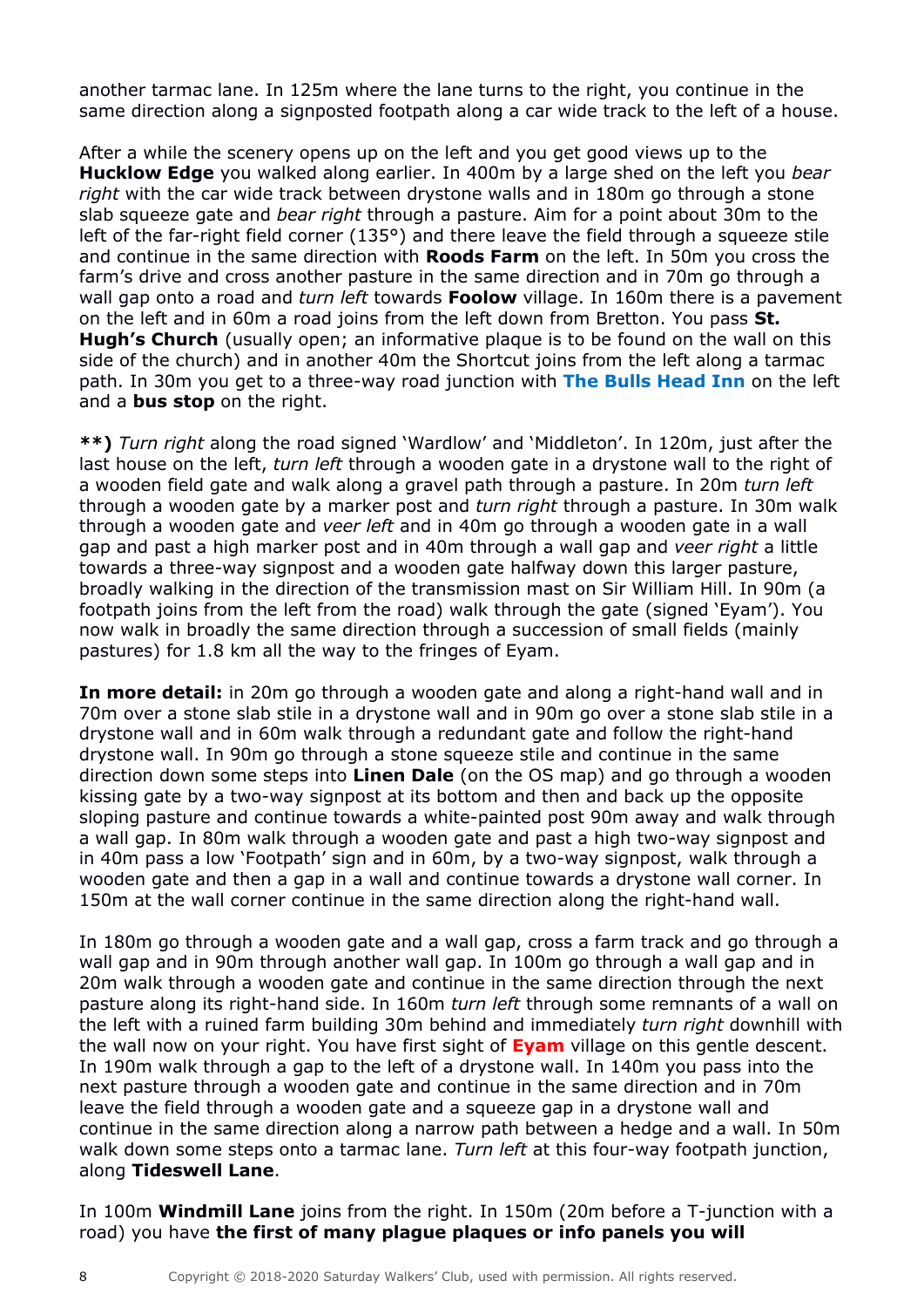another tarmac lane. In 125m where the lane turns to the right, you continue in the same direction along a signposted footpath along a car wide track to the left of a house.

After a while the scenery opens up on the left and you get good views up to the **Hucklow Edge** you walked along earlier. In 400m by a large shed on the left you *bear right* with the car wide track between drystone walls and in 180m go through a stone slab squeeze gate and *bear right* through a pasture. Aim for a point about 30m to the left of the far-right field corner (135°) and there leave the field through a squeeze stile and continue in the same direction with **Roods Farm** on the left. In 50m you cross the farm's drive and cross another pasture in the same direction and in 70m go through a wall gap onto a road and *turn left* towards **Foolow** village. In 160m there is a pavement on the left and in 60m a road joins from the left down from Bretton. You pass **St. Hugh's Church** (usually open; an informative plaque is to be found on the wall on this side of the church) and in another 40m the Shortcut joins from the left along a tarmac path. In 30m you get to a three-way road junction with **The Bulls Head Inn** on the left and a **bus stop** on the right.

**\*\*)** *Turn right* along the road signed 'Wardlow' and 'Middleton'. In 120m, just after the last house on the left, *turn left* through a wooden gate in a drystone wall to the right of a wooden field gate and walk along a gravel path through a pasture. In 20m *turn left* through a wooden gate by a marker post and *turn right* through a pasture. In 30m walk through a wooden gate and *veer left* and in 40m go through a wooden gate in a wall gap and past a high marker post and in 40m through a wall gap and *veer right* a little towards a three-way signpost and a wooden gate halfway down this larger pasture, broadly walking in the direction of the transmission mast on Sir William Hill. In 90m (a footpath joins from the left from the road) walk through the gate (signed 'Eyam'). You now walk in broadly the same direction through a succession of small fields (mainly pastures) for 1.8 km all the way to the fringes of Eyam.

**In more detail:** in 20m go through a wooden gate and along a right-hand wall and in 70m over a stone slab stile in a drystone wall and in 90m go over a stone slab stile in a drystone wall and in 60m walk through a redundant gate and follow the right-hand drystone wall. In 90m go through a stone squeeze stile and continue in the same direction down some steps into **Linen Dale** (on the OS map) and go through a wooden kissing gate by a two-way signpost at its bottom and then and back up the opposite sloping pasture and continue towards a white-painted post 90m away and walk through a wall gap. In 80m walk through a wooden gate and past a high two-way signpost and in 40m pass a low 'Footpath' sign and in 60m, by a two-way signpost, walk through a wooden gate and then a gap in a wall and continue towards a drystone wall corner. In 150m at the wall corner continue in the same direction along the right-hand wall.

In 180m go through a wooden gate and a wall gap, cross a farm track and go through a wall gap and in 90m through another wall gap. In 100m go through a wall gap and in 20m walk through a wooden gate and continue in the same direction through the next pasture along its right-hand side. In 160m *turn left* through some remnants of a wall on the left with a ruined farm building 30m behind and immediately *turn right* downhill with the wall now on your right. You have first sight of **Eyam** village on this gentle descent. In 190m walk through a gap to the left of a drystone wall. In 140m you pass into the next pasture through a wooden gate and continue in the same direction and in 70m leave the field through a wooden gate and a squeeze gap in a drystone wall and continue in the same direction along a narrow path between a hedge and a wall. In 50m walk down some steps onto a tarmac lane. *Turn left* at this four-way footpath junction, along **Tideswell Lane**.

In 100m **Windmill Lane** joins from the right. In 150m (20m before a T-junction with a road) you have **the first of many plague plaques or info panels you will**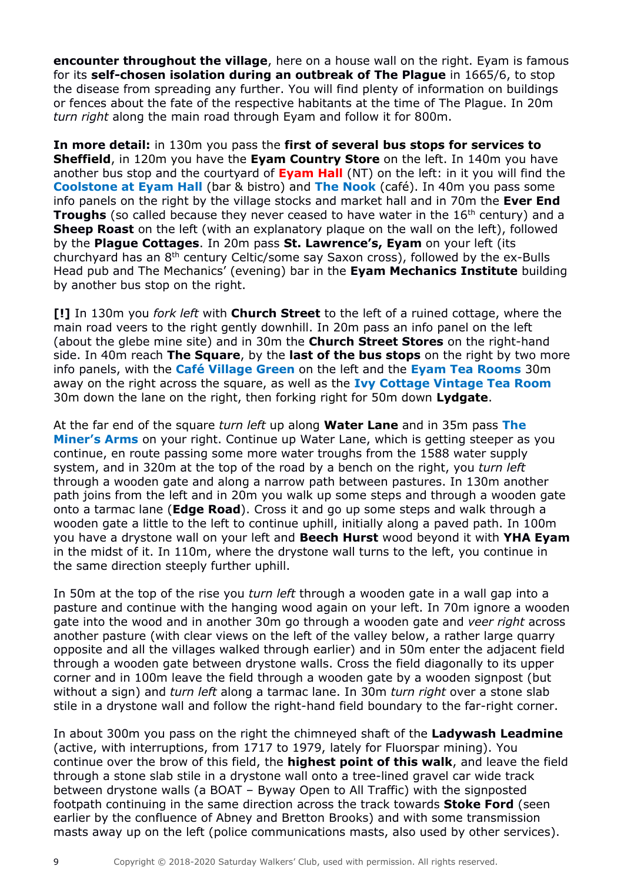**encounter throughout the village**, here on a house wall on the right. Eyam is famous for its **self-chosen isolation during an outbreak of The Plague** in 1665/6, to stop the disease from spreading any further. You will find plenty of information on buildings or fences about the fate of the respective habitants at the time of The Plague. In 20m *turn right* along the main road through Eyam and follow it for 800m.

**In more detail:** in 130m you pass the **first of several bus stops for services to Sheffield**, in 120m you have the **Eyam Country Store** on the left. In 140m you have another bus stop and the courtyard of **Eyam Hall** (NT) on the left: in it you will find the **Coolstone at Eyam Hall** (bar & bistro) and **The Nook** (café). In 40m you pass some info panels on the right by the village stocks and market hall and in 70m the **Ever End Troughs** (so called because they never ceased to have water in the 16th century) and a **Sheep Roast** on the left (with an explanatory plaque on the wall on the left), followed by the **Plague Cottages**. In 20m pass **St. Lawrence's, Eyam** on your left (its churchyard has an 8th century Celtic/some say Saxon cross), followed by the ex-Bulls Head pub and The Mechanics' (evening) bar in the **Eyam Mechanics Institute** building by another bus stop on the right.

**[!]** In 130m you *fork left* with **Church Street** to the left of a ruined cottage, where the main road veers to the right gently downhill. In 20m pass an info panel on the left (about the glebe mine site) and in 30m the **Church Street Stores** on the right-hand side. In 40m reach **The Square**, by the **last of the bus stops** on the right by two more info panels, with the **Café Village Green** on the left and the **Eyam Tea Rooms** 30m away on the right across the square, as well as the **Ivy Cottage Vintage Tea Room** 30m down the lane on the right, then forking right for 50m down **Lydgate**.

At the far end of the square *turn left* up along **Water Lane** and in 35m pass **The Miner's Arms** on your right. Continue up Water Lane, which is getting steeper as you continue, en route passing some more water troughs from the 1588 water supply system, and in 320m at the top of the road by a bench on the right, you *turn left* through a wooden gate and along a narrow path between pastures. In 130m another path joins from the left and in 20m you walk up some steps and through a wooden gate onto a tarmac lane (**Edge Road**). Cross it and go up some steps and walk through a wooden gate a little to the left to continue uphill, initially along a paved path. In 100m you have a drystone wall on your left and **Beech Hurst** wood beyond it with **YHA Eyam** in the midst of it. In 110m, where the drystone wall turns to the left, you continue in the same direction steeply further uphill.

In 50m at the top of the rise you *turn left* through a wooden gate in a wall gap into a pasture and continue with the hanging wood again on your left. In 70m ignore a wooden gate into the wood and in another 30m go through a wooden gate and *veer right* across another pasture (with clear views on the left of the valley below, a rather large quarry opposite and all the villages walked through earlier) and in 50m enter the adjacent field through a wooden gate between drystone walls. Cross the field diagonally to its upper corner and in 100m leave the field through a wooden gate by a wooden signpost (but without a sign) and *turn left* along a tarmac lane. In 30m *turn right* over a stone slab stile in a drystone wall and follow the right-hand field boundary to the far-right corner.

In about 300m you pass on the right the chimneyed shaft of the **Ladywash Leadmine** (active, with interruptions, from 1717 to 1979, lately for Fluorspar mining). You continue over the brow of this field, the **highest point of this walk**, and leave the field through a stone slab stile in a drystone wall onto a tree-lined gravel car wide track between drystone walls (a BOAT – Byway Open to All Traffic) with the signposted footpath continuing in the same direction across the track towards **Stoke Ford** (seen earlier by the confluence of Abney and Bretton Brooks) and with some transmission masts away up on the left (police communications masts, also used by other services).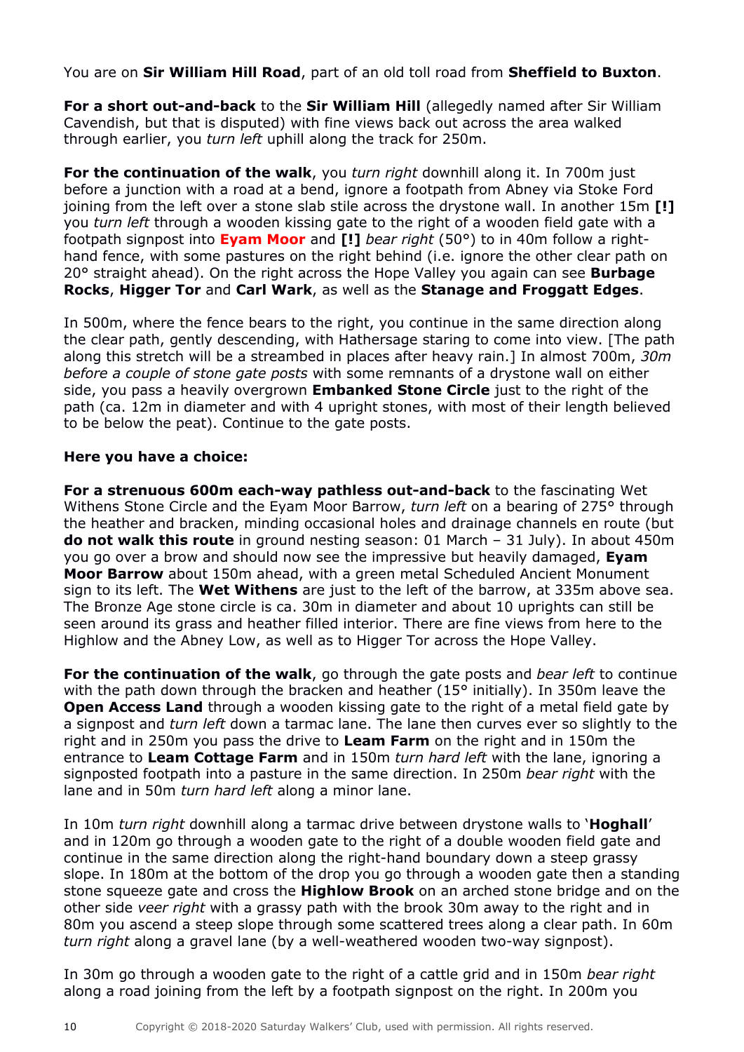You are on **Sir William Hill Road**, part of an old toll road from **Sheffield to Buxton**.

**For a short out-and-back** to the **Sir William Hill** (allegedly named after Sir William Cavendish, but that is disputed) with fine views back out across the area walked through earlier, you *turn left* uphill along the track for 250m.

**For the continuation of the walk**, you *turn right* downhill along it. In 700m just before a junction with a road at a bend, ignore a footpath from Abney via Stoke Ford joining from the left over a stone slab stile across the drystone wall. In another 15m **[!]** you *turn left* through a wooden kissing gate to the right of a wooden field gate with a footpath signpost into **Eyam Moor** and **[!]** *bear right* (50°) to in 40m follow a right-hand fence, with some pastures on the right behind (i.e. ignore the other clear path on 20° straight ahead). On the right across the Hope Valley you again can see **Burbage Rocks**, **Higger Tor** and **Carl Wark**, as well as the **Stanage and Froggatt Edges**.

In 500m, where the fence bears to the right, you continue in the same direction along the clear path, gently descending, with Hathersage staring to come into view. [The path along this stretch will be a streambed in places after heavy rain.] In almost 700m, *30m before a couple of stone gate posts* with some remnants of a drystone wall on either side, you pass a heavily overgrown **Embanked Stone Circle** just to the right of the path (ca. 12m in diameter and with 4 upright stones, with most of their length believed to be below the peat). Continue to the gate posts.

**Here you have a choice:**

**For a strenuous 600m each-way pathless out-and-back** to the fascinating Wet Withens Stone Circle and the Eyam Moor Barrow, *turn left* on a bearing of 275° through the heather and bracken, minding occasional holes and drainage channels en route (but **do not walk this route** in ground nesting season: 01 March – 31 July). In about 450m you go over a brow and should now see the impressive but heavily damaged, **Eyam Moor Barrow** about 150m ahead, with a green metal Scheduled Ancient Monument sign to its left. The **Wet Withens** are just to the left of the barrow, at 335m above sea. The Bronze Age stone circle is ca. 30m in diameter and about 10 uprights can still be seen around its grass and heather filled interior. There are fine views from here to the Highlow and the Abney Low, as well as to Higger Tor across the Hope Valley.

**For the continuation of the walk**, go through the gate posts and *bear left* to continue with the path down through the bracken and heather (15° initially). In 350m leave the **Open Access Land** through a wooden kissing gate to the right of a metal field gate by a signpost and *turn left* down a tarmac lane. The lane then curves ever so slightly to the right and in 250m you pass the drive to **Leam Farm** on the right and in 150m the entrance to **Leam Cottage Farm** and in 150m *turn hard left* with the lane, ignoring a signposted footpath into a pasture in the same direction. In 250m *bear right* with the lane and in 50m *turn hard left* along a minor lane.

In 10m *turn right* downhill along a tarmac drive between drystone walls to '**Hoghall**' and in 120m go through a wooden gate to the right of a double wooden field gate and continue in the same direction along the right-hand boundary down a steep grassy slope. In 180m at the bottom of the drop you go through a wooden gate then a standing stone squeeze gate and cross the **Highlow Brook** on an arched stone bridge and on the other side *veer right* with a grassy path with the brook 30m away to the right and in 80m you ascend a steep slope through some scattered trees along a clear path. In 60m *turn right* along a gravel lane (by a well-weathered wooden two-way signpost).

In 30m go through a wooden gate to the right of a cattle grid and in 150m *bear right* along a road joining from the left by a footpath signpost on the right. In 200m you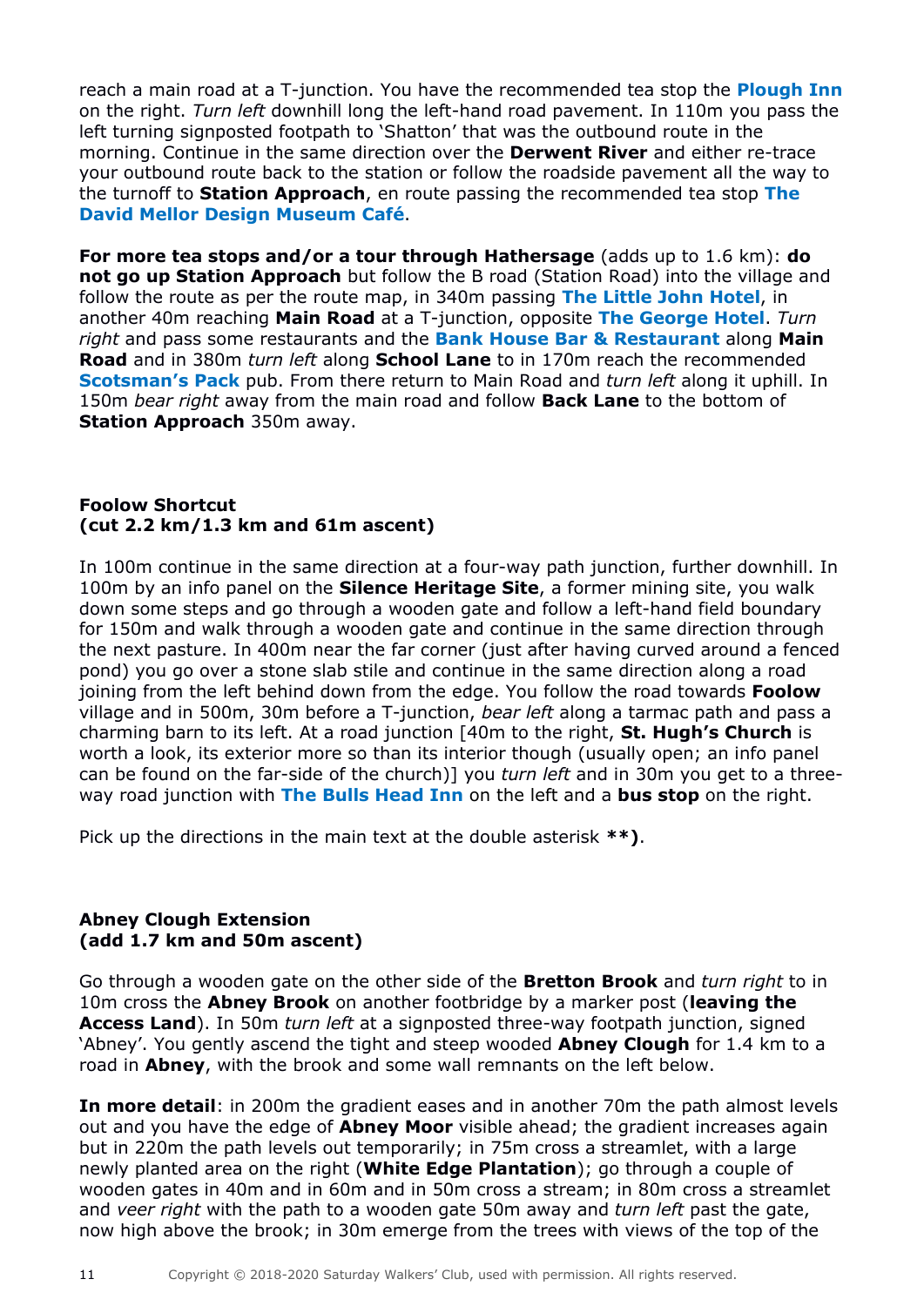reach a main road at a T-junction. You have the recommended tea stop the **Plough Inn** on the right. *Turn left* downhill long the left-hand road pavement. In 110m you pass the left turning signposted footpath to 'Shatton' that was the outbound route in the morning. Continue in the same direction over the **Derwent River** and either re-trace your outbound route back to the station or follow the roadside pavement all the way to the turnoff to **Station Approach**, en route passing the recommended tea stop **The David Mellor Design Museum Café**.

**For more tea stops and/or a tour through Hathersage** (adds up to 1.6 km): **do not go up Station Approach** but follow the B road (Station Road) into the village and follow the route as per the route map, in 340m passing **The Little John Hotel**, in another 40m reaching **Main Road** at a T-junction, opposite **The George Hotel**. *Turn right* and pass some restaurants and the **Bank House Bar & Restaurant** along **Main Road** and in 380m *turn left* along **School Lane** to in 170m reach the recommended **Scotsman's Pack** pub. From there return to Main Road and *turn left* along it uphill. In 150m *bear right* away from the main road and follow **Back Lane** to the bottom of **Station Approach** 350m away.

## Foolow Shortcut
## (cut 2.2 km/1.3 km and 61m ascent)

In 100m continue in the same direction at a four-way path junction, further downhill. In 100m by an info panel on the **Silence Heritage Site**, a former mining site, you walk down some steps and go through a wooden gate and follow a left-hand field boundary for 150m and walk through a wooden gate and continue in the same direction through the next pasture. In 400m near the far corner (just after having curved around a fenced pond) you go over a stone slab stile and continue in the same direction along a road joining from the left behind down from the edge. You follow the road towards **Foolow** village and in 500m, 30m before a T-junction, *bear left* along a tarmac path and pass a charming barn to its left. At a road junction [40m to the right, **St. Hugh's Church** is worth a look, its exterior more so than its interior though (usually open; an info panel can be found on the far-side of the church)] you *turn left* and in 30m you get to a three-way road junction with **The Bulls Head Inn** on the left and a **bus stop** on the right.

Pick up the directions in the main text at the double asterisk **\*\*)**.

## Abney Clough Extension
## (add 1.7 km and 50m ascent)

Go through a wooden gate on the other side of the **Bretton Brook** and *turn right* to in 10m cross the **Abney Brook** on another footbridge by a marker post (**leaving the Access Land**). In 50m *turn left* at a signposted three-way footpath junction, signed 'Abney'. You gently ascend the tight and steep wooded **Abney Clough** for 1.4 km to a road in **Abney**, with the brook and some wall remnants on the left below.

**In more detail**: in 200m the gradient eases and in another 70m the path almost levels out and you have the edge of **Abney Moor** visible ahead; the gradient increases again but in 220m the path levels out temporarily; in 75m cross a streamlet, with a large newly planted area on the right (**White Edge Plantation**); go through a couple of wooden gates in 40m and in 60m and in 50m cross a stream; in 80m cross a streamlet and *veer right* with the path to a wooden gate 50m away and *turn left* past the gate, now high above the brook; in 30m emerge from the trees with views of the top of the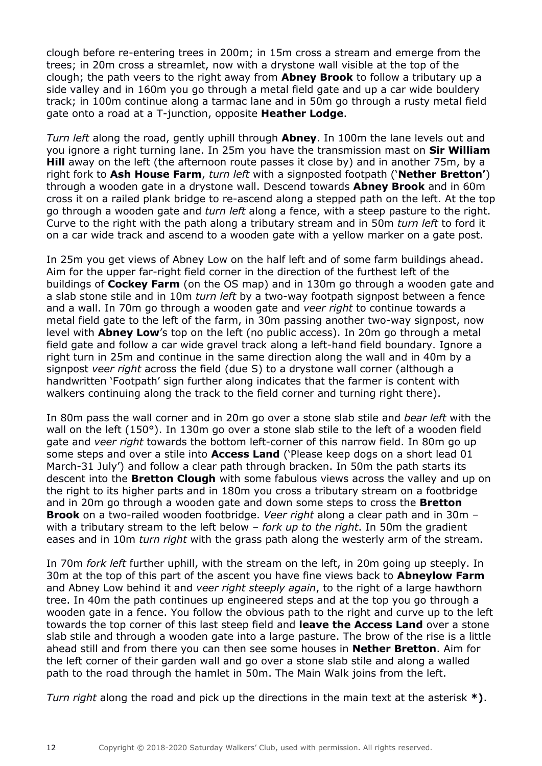clough before re-entering trees in 200m; in 15m cross a stream and emerge from the trees; in 20m cross a streamlet, now with a drystone wall visible at the top of the clough; the path veers to the right away from **Abney Brook** to follow a tributary up a side valley and in 160m you go through a metal field gate and up a car wide bouldery track; in 100m continue along a tarmac lane and in 50m go through a rusty metal field gate onto a road at a T-junction, opposite **Heather Lodge**.

*Turn left* along the road, gently uphill through **Abney**. In 100m the lane levels out and you ignore a right turning lane. In 25m you have the transmission mast on **Sir William Hill** away on the left (the afternoon route passes it close by) and in another 75m, by a right fork to **Ash House Farm**, *turn left* with a signposted footpath ('**Nether Bretton'**) through a wooden gate in a drystone wall. Descend towards **Abney Brook** and in 60m cross it on a railed plank bridge to re-ascend along a stepped path on the left. At the top go through a wooden gate and *turn left* along a fence, with a steep pasture to the right. Curve to the right with the path along a tributary stream and in 50m *turn left* to ford it on a car wide track and ascend to a wooden gate with a yellow marker on a gate post.

In 25m you get views of Abney Low on the half left and of some farm buildings ahead. Aim for the upper far-right field corner in the direction of the furthest left of the buildings of **Cockey Farm** (on the OS map) and in 130m go through a wooden gate and a slab stone stile and in 10m *turn left* by a two-way footpath signpost between a fence and a wall. In 70m go through a wooden gate and *veer right* to continue towards a metal field gate to the left of the farm, in 30m passing another two-way signpost, now level with **Abney Low**'s top on the left (no public access). In 20m go through a metal field gate and follow a car wide gravel track along a left-hand field boundary. Ignore a right turn in 25m and continue in the same direction along the wall and in 40m by a signpost *veer right* across the field (due S) to a drystone wall corner (although a handwritten 'Footpath' sign further along indicates that the farmer is content with walkers continuing along the track to the field corner and turning right there).

In 80m pass the wall corner and in 20m go over a stone slab stile and *bear left* with the wall on the left (150°). In 130m go over a stone slab stile to the left of a wooden field gate and *veer right* towards the bottom left-corner of this narrow field. In 80m go up some steps and over a stile into **Access Land** ('Please keep dogs on a short lead 01 March-31 July') and follow a clear path through bracken. In 50m the path starts its descent into the **Bretton Clough** with some fabulous views across the valley and up on the right to its higher parts and in 180m you cross a tributary stream on a footbridge and in 20m go through a wooden gate and down some steps to cross the **Bretton Brook** on a two-railed wooden footbridge. *Veer right* along a clear path and in 30m – with a tributary stream to the left below – *fork up to the right*. In 50m the gradient eases and in 10m *turn right* with the grass path along the westerly arm of the stream.

In 70m *fork left* further uphill, with the stream on the left, in 20m going up steeply. In 30m at the top of this part of the ascent you have fine views back to **Abneylow Farm** and Abney Low behind it and *veer right steeply again*, to the right of a large hawthorn tree. In 40m the path continues up engineered steps and at the top you go through a wooden gate in a fence. You follow the obvious path to the right and curve up to the left towards the top corner of this last steep field and **leave the Access Land** over a stone slab stile and through a wooden gate into a large pasture. The brow of the rise is a little ahead still and from there you can then see some houses in **Nether Bretton**. Aim for the left corner of their garden wall and go over a stone slab stile and along a walled path to the road through the hamlet in 50m. The Main Walk joins from the left.

*Turn right* along the road and pick up the directions in the main text at the asterisk ***)**.

Copyright © 2018-2020 Saturday Walkers' Club, used with permission. All rights reserved.